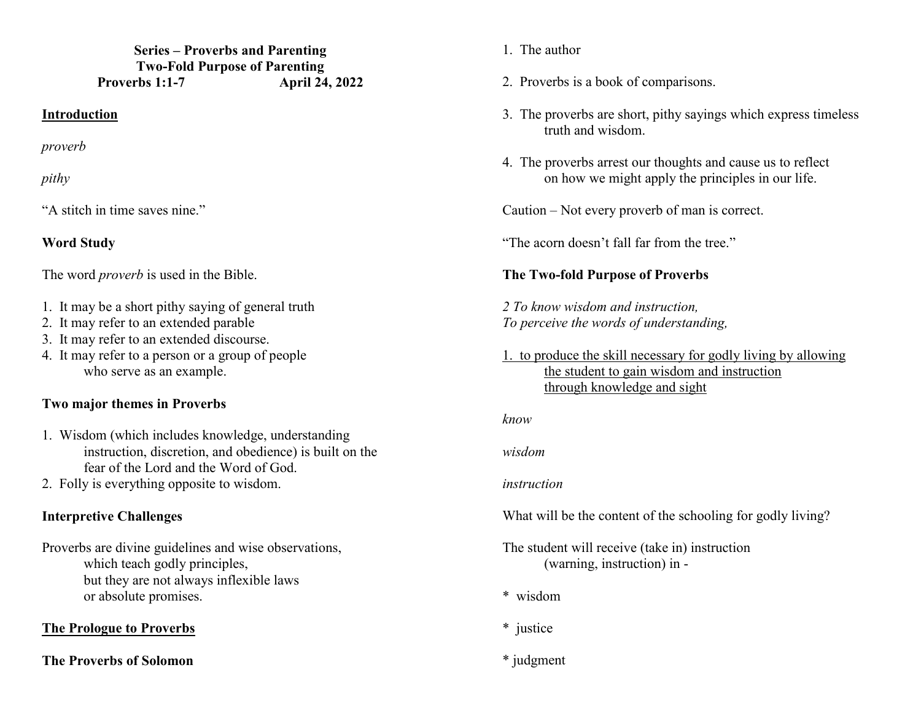**Series – Proverbs and Parenting**
**Two-Fold Purpose of Parenting**
**Proverbs 1:1-7 April 24, 2022**

## <u>Introduction</u>

*proverb*

*pithy*

"A stitch in time saves nine."

### Word Study

The word *proverb* is used in the Bible.

1. It may be a short pithy saying of general truth
2. It may refer to an extended parable
3. It may refer to an extended discourse.
4. It may refer to a person or a group of people who serve as an example.

### Two major themes in Proverbs

1. Wisdom (which includes knowledge, understanding instruction, discretion, and obedience) is built on the fear of the Lord and the Word of God.
2. Folly is everything opposite to wisdom.

### Interpretive Challenges

Proverbs are divine guidelines and wise observations,
which teach godly principles,
but they are not always inflexible laws
or absolute promises.

## <u>The Prologue to Proverbs</u>

### The Proverbs of Solomon

1. The author
2. Proverbs is a book of comparisons.
3. The proverbs are short, pithy sayings which express timeless truth and wisdom.
4. The proverbs arrest our thoughts and cause us to reflect on how we might apply the principles in our life.

Caution – Not every proverb of man is correct.

"The acorn doesn't fall far from the tree."

### The Two-fold Purpose of Proverbs

*2 To know wisdom and instruction,*
*To perceive the words of understanding,*

1. <u>to produce the skill necessary for godly living by allowing the student to gain wisdom and instruction through knowledge and sight</u>

*know*

*wisdom*

*instruction*

What will be the content of the schooling for godly living?

The student will receive (take in) instruction
(warning, instruction) in -

* wisdom

* justice

* judgment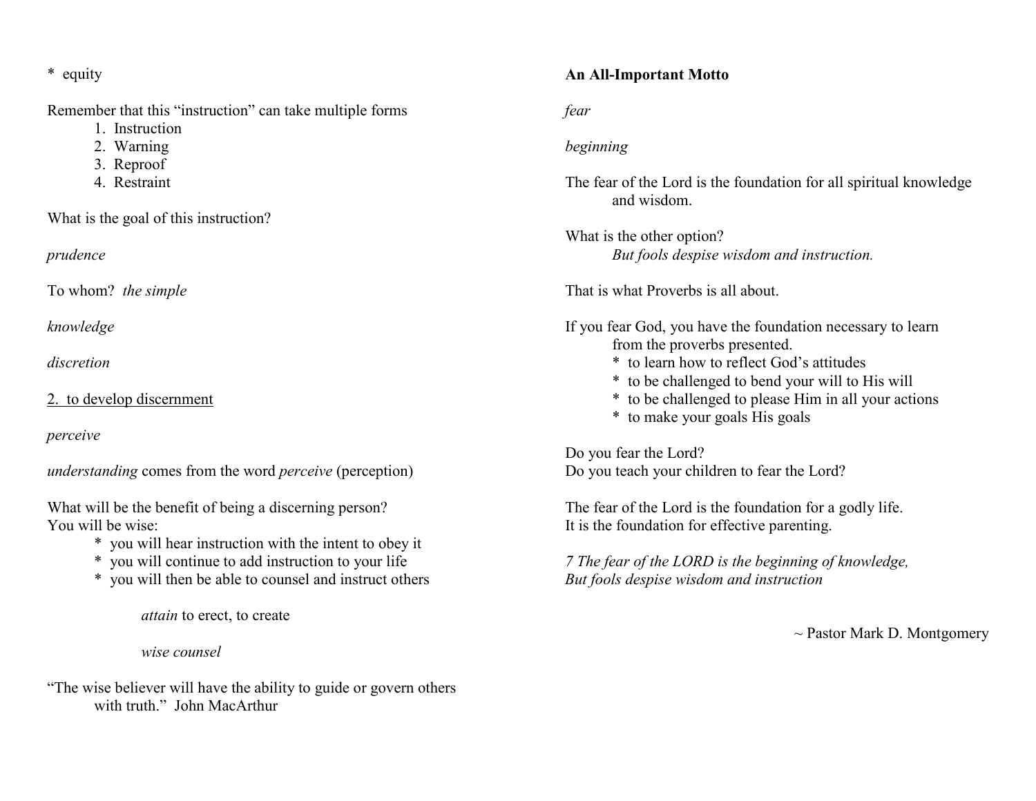*  equity

Remember that this "instruction" can take multiple forms

1. Instruction
2. Warning
3. Reproof
4. Restraint

What is the goal of this instruction?

*prudence*

To whom?  *the simple*

*knowledge*

*discretion*

<u>2.  to develop discernment</u>

*perceive*

*understanding* comes from the word *perceive* (perception)

What will be the benefit of being a discerning person?
You will be wise:

- you will hear instruction with the intent to obey it
- you will continue to add instruction to your life
- you will then be able to counsel and instruct others

*attain* to erect, to create

*wise counsel*

"The wise believer will have the ability to guide or govern others with truth."  John MacArthur

**An All-Important Motto**

*fear*

*beginning*

The fear of the Lord is the foundation for all spiritual knowledge and wisdom.

What is the other option?
*But fools despise wisdom and instruction.*

That is what Proverbs is all about.

If you fear God, you have the foundation necessary to learn from the proverbs presented.

- to learn how to reflect God's attitudes
- to be challenged to bend your will to His will
- to be challenged to please Him in all your actions
- to make your goals His goals

Do you fear the Lord?
Do you teach your children to fear the Lord?

The fear of the Lord is the foundation for a godly life.
It is the foundation for effective parenting.

*7 The fear of the LORD is the beginning of knowledge,*
*But fools despise wisdom and instruction*

~ Pastor Mark D. Montgomery